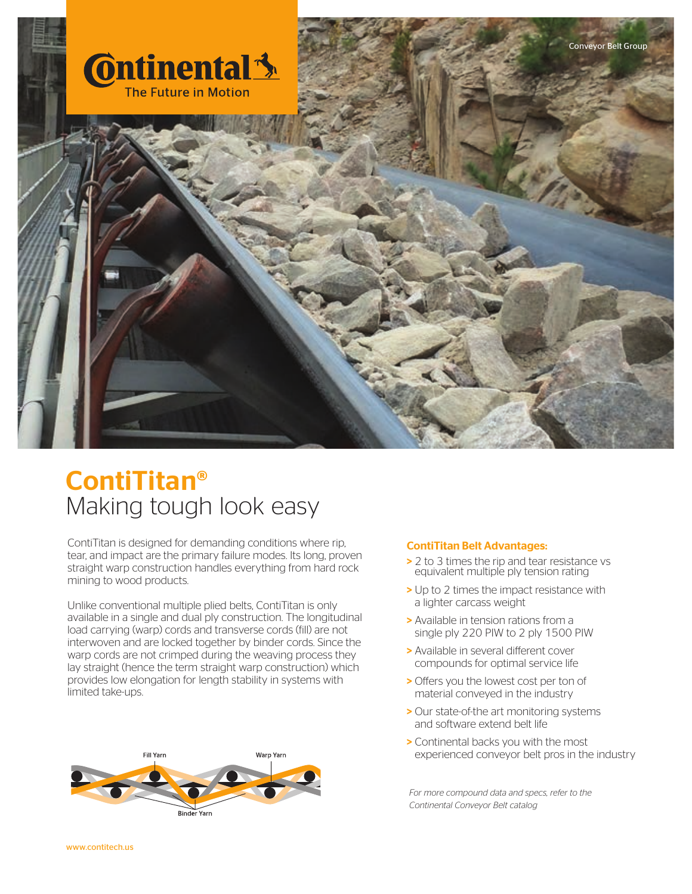Continental The Future in Motion

Conveyor Belt Group

# ContiTitan®
## Making tough look easy

ContiTitan is designed for demanding conditions where rip, tear, and impact are the primary failure modes. Its long, proven straight warp construction handles everything from hard rock mining to wood products.

Unlike conventional multiple plied belts, ContiTitan is only available in a single and dual ply construction. The longitudinal load carrying (warp) cords and transverse cords (fill) are not interwoven and are locked together by binder cords. Since the warp cords are not crimped during the weaving process they lay straight (hence the term straight warp construction) which provides low elongation for length stability in systems with limited take-ups.

Fill Yarn

Warp Yarn

Binder Yarn

### ContiTitan Belt Advantages:

- 2 to 3 times the rip and tear resistance vs equivalent multiple ply tension rating
- Up to 2 times the impact resistance with a lighter carcass weight
- Available in tension rations from a single ply 220 PIW to 2 ply 1500 PIW
- Available in several different cover compounds for optimal service life
- Offers you the lowest cost per ton of material conveyed in the industry
- Our state-of-the art monitoring systems and software extend belt life
- Continental backs you with the most experienced conveyor belt pros in the industry

*For more compound data and specs, refer to the Continental Conveyor Belt catalog*

www.contitech.us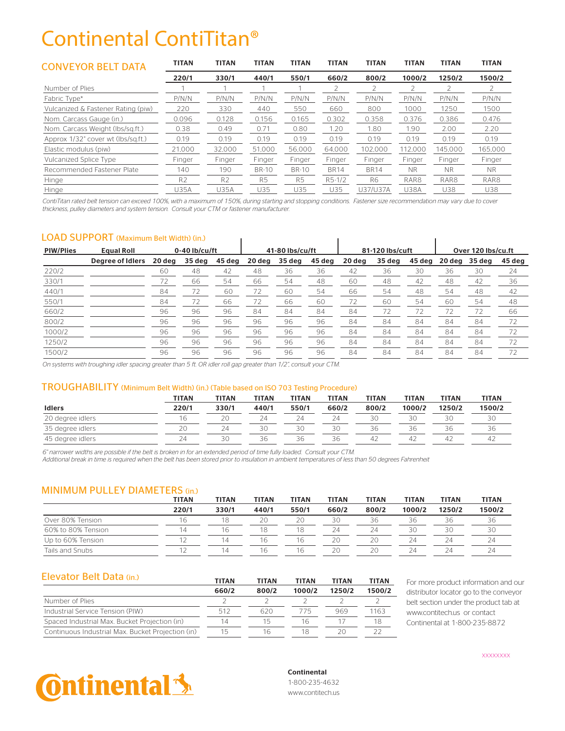# Continental ContiTitan®

## CONVEYOR BELT DATA

| | TITAN 220/1 | TITAN 330/1 | TITAN 440/1 | TITAN 550/1 | TITAN 660/2 | TITAN 800/2 | TITAN 1000/2 | TITAN 1250/2 | TITAN 1500/2 |
|---|---|---|---|---|---|---|---|---|---|
| Number of Plies | 1 | 1 | 1 | 1 | 2 | 2 | 2 | 2 | 2 |
| Fabric Type* | P/N/N | P/N/N | P/N/N | P/N/N | P/N/N | P/N/N | P/N/N | P/N/N | P/N/N |
| Vulcanized & Fastener Rating (piw) | 220 | 330 | 440 | 550 | 660 | 800 | 1000 | 1250 | 1500 |
| Nom. Carcass Gauge (in.) | 0.096 | 0.128 | 0.156 | 0.165 | 0.302 | 0.358 | 0.376 | 0.386 | 0.476 |
| Nom. Carcass Weight (lbs/sq.ft.) | 0.38 | 0.49 | 0.71 | 0.80 | 1.20 | 1.80 | 1.90 | 2.00 | 2.20 |
| Approx 1/32" cover wt (lbs/sq.ft.) | 0.19 | 0.19 | 0.19 | 0.19 | 0.19 | 0.19 | 0.19 | 0.19 | 0.19 |
| Elastic modulus (piw) | 21,000 | 32,000 | 51,000 | 56,000 | 64,000 | 102,000 | 112,000 | 145,000 | 165,000 |
| Vulcanized Splice Type | Finger | Finger | Finger | Finger | Finger | Finger | Finger | Finger | Finger |
| Recommended Fastener Plate | 140 | 190 | BR-10 | BR-10 | BR14 | BR14 | NR | NR | NR |
| Hinge | R2 | R2 | R5 | R5 | R5-1/2 | R6 | RAR8 | RAR8 | RAR8 |
| Hinge | U35A | U35A | U35 | U35 | U35 | U37/U37A | U38A | U38 | U38 |

*ContiTitan rated belt tension can exceed 100%, with a maximum of 150%, during starting and stopping conditions. Fastener size recommendation may vary due to cover thickness, pulley diameters and system tension. Consult your CTM or fastener manufacturer.*

## LOAD SUPPORT (Maximum Belt Width) (in.)

| PIW/Plies | Equal Roll | 0-40 lb/cu/ft | | | 41-80 lbs/cu/ft | | | 81-120 lbs/cuft | | | Over 120 lbs/cu.ft | | |
|---|---|---|---|---|---|---|---|---|---|---|---|---|---|
| | Degree of Idlers | 20 deg | 35 deg | 45 deg | 20 deg | 35 deg | 45 deg | 20 deg | 35 deg | 45 deg | 20 deg | 35 deg | 45 deg |
| 220/2 | | 60 | 48 | 42 | 48 | 36 | 36 | 42 | 36 | 30 | 36 | 30 | 24 |
| 330/1 | | 72 | 66 | 54 | 66 | 54 | 48 | 60 | 48 | 42 | 48 | 42 | 36 |
| 440/1 | | 84 | 72 | 60 | 72 | 60 | 54 | 66 | 54 | 48 | 54 | 48 | 42 |
| 550/1 | | 84 | 72 | 66 | 72 | 66 | 60 | 72 | 60 | 54 | 60 | 54 | 48 |
| 660/2 | | 96 | 96 | 96 | 84 | 84 | 84 | 84 | 72 | 72 | 72 | 72 | 66 |
| 800/2 | | 96 | 96 | 96 | 96 | 96 | 96 | 84 | 84 | 84 | 84 | 84 | 72 |
| 1000/2 | | 96 | 96 | 96 | 96 | 96 | 96 | 84 | 84 | 84 | 84 | 84 | 72 |
| 1250/2 | | 96 | 96 | 96 | 96 | 96 | 96 | 84 | 84 | 84 | 84 | 84 | 72 |
| 1500/2 | | 96 | 96 | 96 | 96 | 96 | 96 | 84 | 84 | 84 | 84 | 84 | 72 |

*On systems with troughing idler spacing greater than 5 ft. OR idler roll gap greater than 1/2", consult your CTM.*

## TROUGHABILITY (Minimum Belt Width) (in.) (Table based on ISO 703 Testing Procedure)

| Idlers | TITAN 220/1 | TITAN 330/1 | TITAN 440/1 | TITAN 550/1 | TITAN 660/2 | TITAN 800/2 | TITAN 1000/2 | TITAN 1250/2 | TITAN 1500/2 |
|---|---|---|---|---|---|---|---|---|---|
| 20 degree idlers | 16 | 20 | 24 | 24 | 24 | 30 | 30 | 30 | 30 |
| 35 degree idlers | 20 | 24 | 30 | 30 | 30 | 36 | 36 | 36 | 36 |
| 45 degree idlers | 24 | 30 | 36 | 36 | 36 | 42 | 42 | 42 | 42 |

*6" narrower widths are possible if the belt is broken in for an extended period of time fully loaded. Consult your CTM.*
*Additional break in time is required when the belt has been stored prior to insulation in ambient temperatures of less than 50 degrees Fahrenheit*

## MINIMUM PULLEY DIAMETERS (in.)

| | TITAN 220/1 | TITAN 330/1 | TITAN 440/1 | TITAN 550/1 | TITAN 660/2 | TITAN 800/2 | TITAN 1000/2 | TITAN 1250/2 | TITAN 1500/2 |
|---|---|---|---|---|---|---|---|---|---|
| Over 80% Tension | 16 | 18 | 20 | 20 | 30 | 36 | 36 | 36 | 36 |
| 60% to 80% Tension | 14 | 16 | 18 | 18 | 24 | 24 | 30 | 30 | 30 |
| Up to 60% Tension | 12 | 14 | 16 | 16 | 20 | 20 | 24 | 24 | 24 |
| Tails and Snubs | 12 | 14 | 16 | 16 | 20 | 20 | 24 | 24 | 24 |

## Elevator Belt Data (in.)

| | TITAN 660/2 | TITAN 800/2 | TITAN 1000/2 | TITAN 1250/2 | TITAN 1500/2 |
|---|---|---|---|---|---|
| Number of Plies | 2 | 2 | 2 | 2 | 2 |
| Industrial Service Tension (PIW) | 512 | 620 | 775 | 969 | 1163 |
| Spaced Industrial Max. Bucket Projection (in) | 14 | 15 | 16 | 17 | 18 |
| Continuous Industrial Max. Bucket Projection (in) | 15 | 16 | 18 | 20 | 22 |

For more product information and our distributor locator go to the conveyor belt section under the product tab at www.contitech.us or contact Continental at 1-800-235-8872

XXXXXXXX

Continental

**Continental**
1-800-235-4632
www.contitech.us